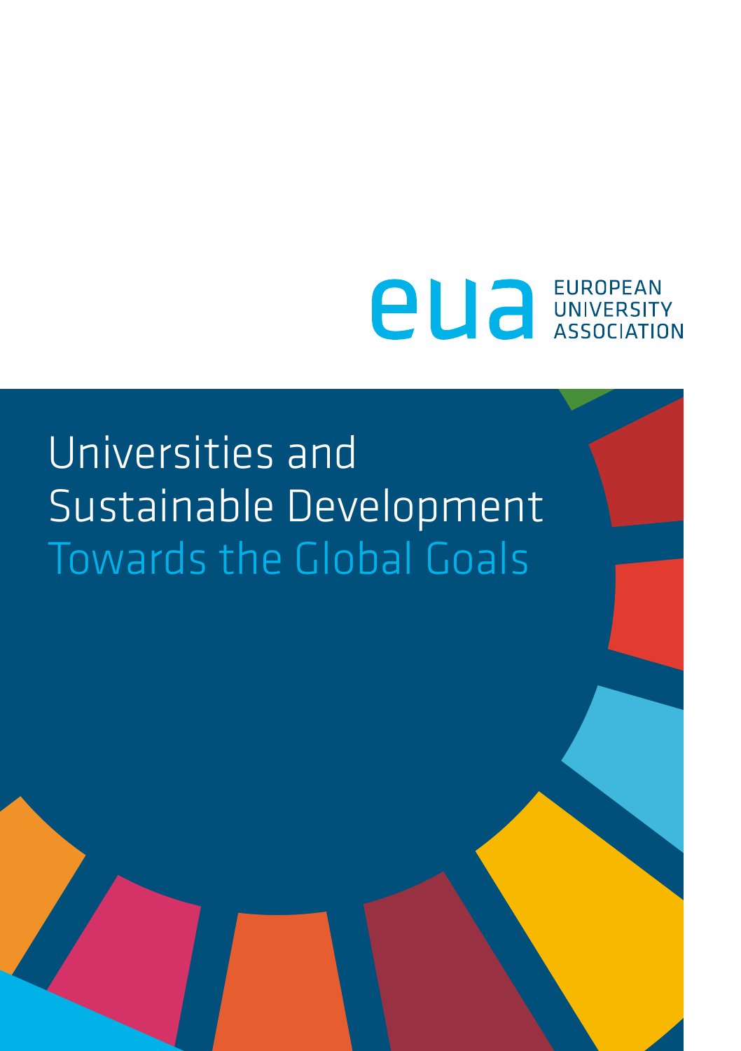eua EUROPEAN UNIVERSITY ASSOCIATION

# Universities and Sustainable Development

## Towards the Global Goals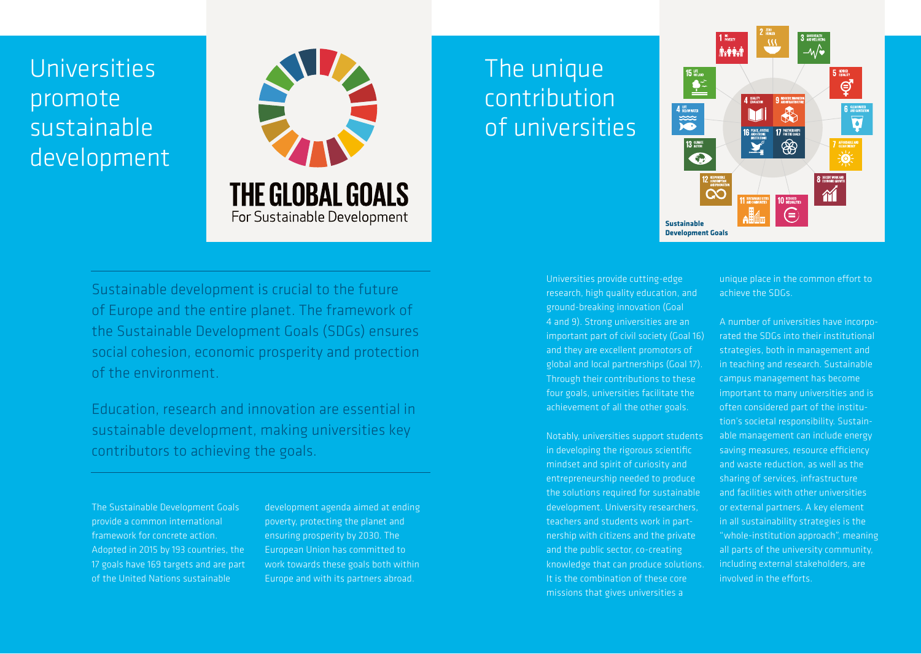# Universities promote sustainable development

Sustainable development is crucial to the future of Europe and the entire planet. The framework of the Sustainable Development Goals (SDGs) ensures social cohesion, economic prosperity and protection of the environment.

Education, research and innovation are essential in sustainable development, making universities key contributors to achieving the goals.

The Sustainable Development Goals provide a common international framework for concrete action. Adopted in 2015 by 193 countries, the 17 goals have 169 targets and are part of the United Nations sustainable development agenda aimed at ending poverty, protecting the planet and ensuring prosperity by 2030. The European Union has committed to work towards these goals both within Europe and with its partners abroad.

# The unique contribution of universities

Universities provide cutting-edge research, high quality education, and ground-breaking innovation (Goal 4 and 9). Strong universities are an important part of civil society (Goal 16) and they are excellent promotors of global and local partnerships (Goal 17). Through their contributions to these four goals, universities facilitate the achievement of all the other goals.

Notably, universities support students in developing the rigorous scientific mindset and spirit of curiosity and entrepreneurship needed to produce the solutions required for sustainable development. University researchers, teachers and students work in partnership with citizens and the private and the public sector, co-creating knowledge that can produce solutions. It is the combination of these core missions that gives universities a unique place in the common effort to achieve the SDGs.

A number of universities have incorporated the SDGs into their institutional strategies, both in management and in teaching and research. Sustainable campus management has become important to many universities and is often considered part of the institution's societal responsibility. Sustainable management can include energy saving measures, resource efficiency and waste reduction, as well as the sharing of services, infrastructure and facilities with other universities or external partners. A key element in all sustainability strategies is the "whole-institution approach", meaning all parts of the university community, including external stakeholders, are involved in the efforts.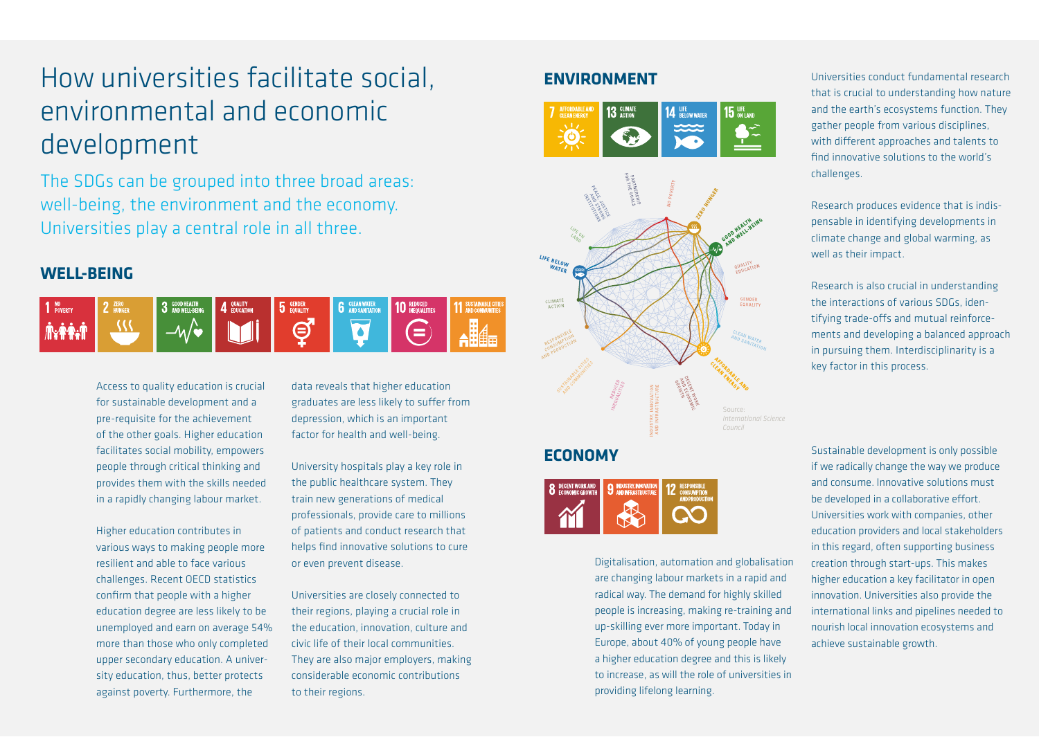# How universities facilitate social, environmental and economic development

The SDGs can be grouped into three broad areas: well-being, the environment and the economy. Universities play a central role in all three.

## WELL-BEING

1 NO POVERTY · 2 ZERO HUNGER · 3 GOOD HEALTH AND WELL-BEING · 4 QUALITY EDUCATION · 5 GENDER EQUALITY · 6 CLEAN WATER AND SANITATION · 10 REDUCED INEQUALITIES · 11 SUSTAINABLE CITIES AND COMMUNITIES

Access to quality education is crucial for sustainable development and a pre-requisite for the achievement of the other goals. Higher education facilitates social mobility, empowers people through critical thinking and provides them with the skills needed in a rapidly changing labour market.

Higher education contributes in various ways to making people more resilient and able to face various challenges. Recent OECD statistics confirm that people with a higher education degree are less likely to be unemployed and earn on average 54% more than those who only completed upper secondary education. A university education, thus, better protects against poverty. Furthermore, the data reveals that higher education graduates are less likely to suffer from depression, which is an important factor for health and well-being.

University hospitals play a key role in the public healthcare system. They train new generations of medical professionals, provide care to millions of patients and conduct research that helps find innovative solutions to cure or even prevent disease.

Universities are closely connected to their regions, playing a crucial role in the education, innovation, culture and civic life of their local communities. They are also major employers, making considerable economic contributions to their regions.

## ENVIRONMENT

7 AFFORDABLE AND CLEAN ENERGY · 13 CLIMATE ACTION · 14 LIFE BELOW WATER · 15 LIFE ON LAND

Source: *International Science Council*

Universities conduct fundamental research that is crucial to understanding how nature and the earth's ecosystems function. They gather people from various disciplines, with different approaches and talents to find innovative solutions to the world's challenges.

Research produces evidence that is indispensable in identifying developments in climate change and global warming, as well as their impact.

Research is also crucial in understanding the interactions of various SDGs, identifying trade-offs and mutual reinforcements and developing a balanced approach in pursuing them. Interdisciplinarity is a key factor in this process.

## ECONOMY

8 DECENT WORK AND ECONOMIC GROWTH · 9 INDUSTRY, INNOVATION AND INFRASTRUCTURE · 12 RESPONSIBLE CONSUMPTION AND PRODUCTION

Digitalisation, automation and globalisation are changing labour markets in a rapid and radical way. The demand for highly skilled people is increasing, making re-training and up-skilling ever more important. Today in Europe, about 40% of young people have a higher education degree and this is likely to increase, as will the role of universities in providing lifelong learning.

Sustainable development is only possible if we radically change the way we produce and consume. Innovative solutions must be developed in a collaborative effort. Universities work with companies, other education providers and local stakeholders in this regard, often supporting business creation through start-ups. This makes higher education a key facilitator in open innovation. Universities also provide the international links and pipelines needed to nourish local innovation ecosystems and achieve sustainable growth.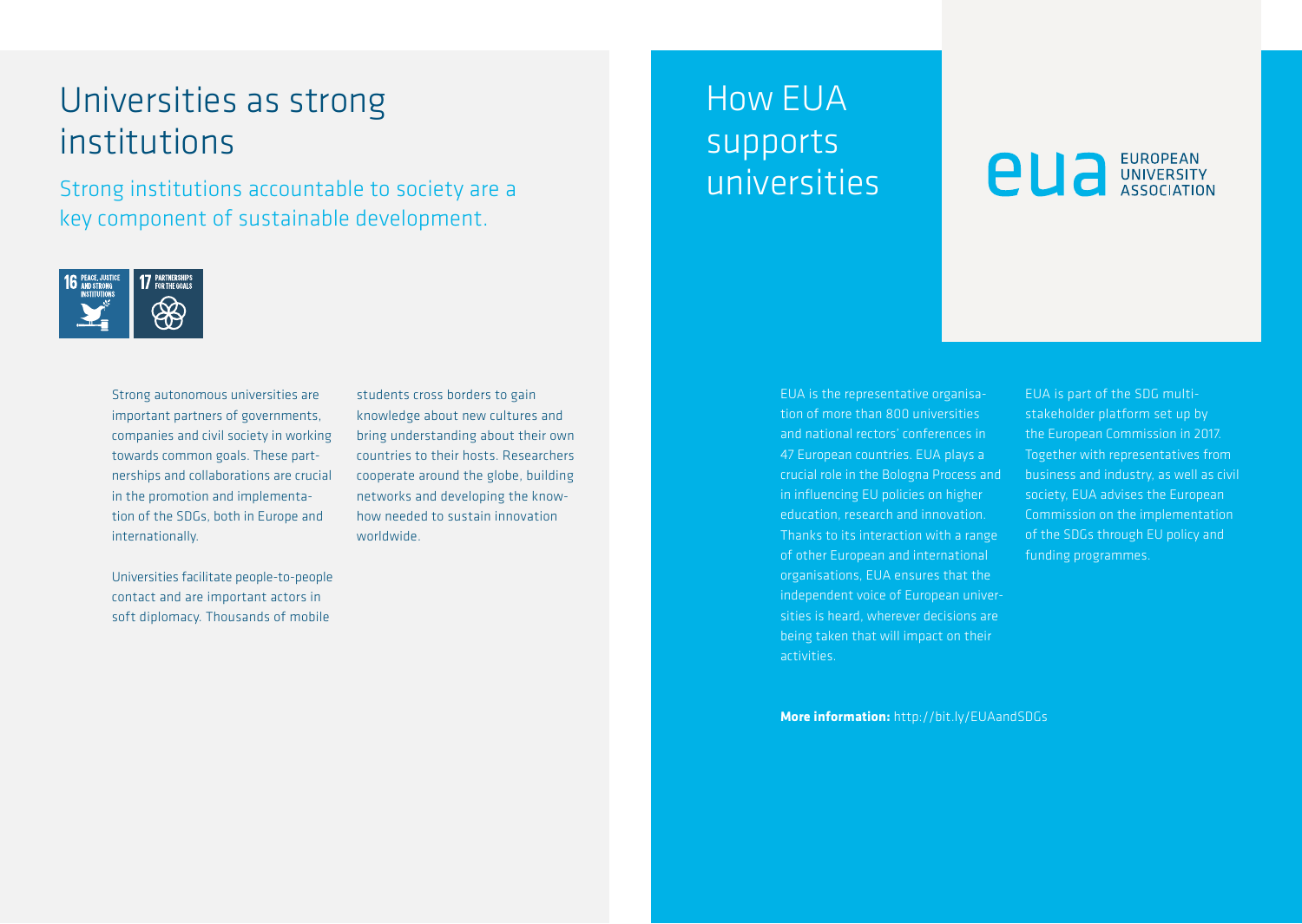# Universities as strong institutions

Strong institutions accountable to society are a key component of sustainable development.

16 PEACE, JUSTICE AND STRONG INSTITUTIONS

17 PARTNERSHIPS FOR THE GOALS

Strong autonomous universities are important partners of governments, companies and civil society in working towards common goals. These partnerships and collaborations are crucial in the promotion and implementation of the SDGs, both in Europe and internationally.

Universities facilitate people-to-people contact and are important actors in soft diplomacy. Thousands of mobile students cross borders to gain knowledge about new cultures and bring understanding about their own countries to their hosts. Researchers cooperate around the globe, building networks and developing the know-how needed to sustain innovation worldwide.

# How EUA supports universities

eua EUROPEAN UNIVERSITY ASSOCIATION

EUA is the representative organisation of more than 800 universities and national rectors' conferences in 47 European countries. EUA plays a crucial role in the Bologna Process and in influencing EU policies on higher education, research and innovation. Thanks to its interaction with a range of other European and international organisations, EUA ensures that the independent voice of European universities is heard, wherever decisions are being taken that will impact on their activities.

EUA is part of the SDG multi-stakeholder platform set up by the European Commission in 2017. Together with representatives from business and industry, as well as civil society, EUA advises the European Commission on the implementation of the SDGs through EU policy and funding programmes.

**More information:** http://bit.ly/EUAandSDGs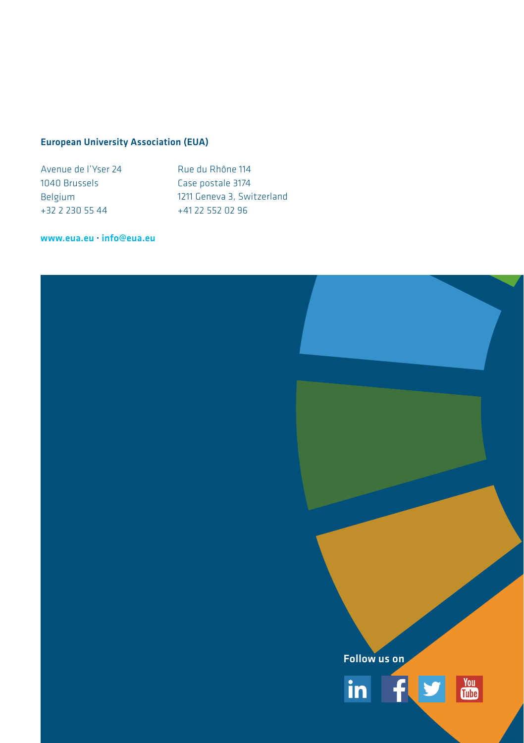**European University Association (EUA)**

Avenue de l'Yser 24
1040 Brussels
Belgium
+32 2 230 55 44

Rue du Rhône 114
Case postale 3174
1211 Geneva 3, Switzerland
+41 22 552 02 96

**www.eua.eu · info@eua.eu**

**Follow us on**